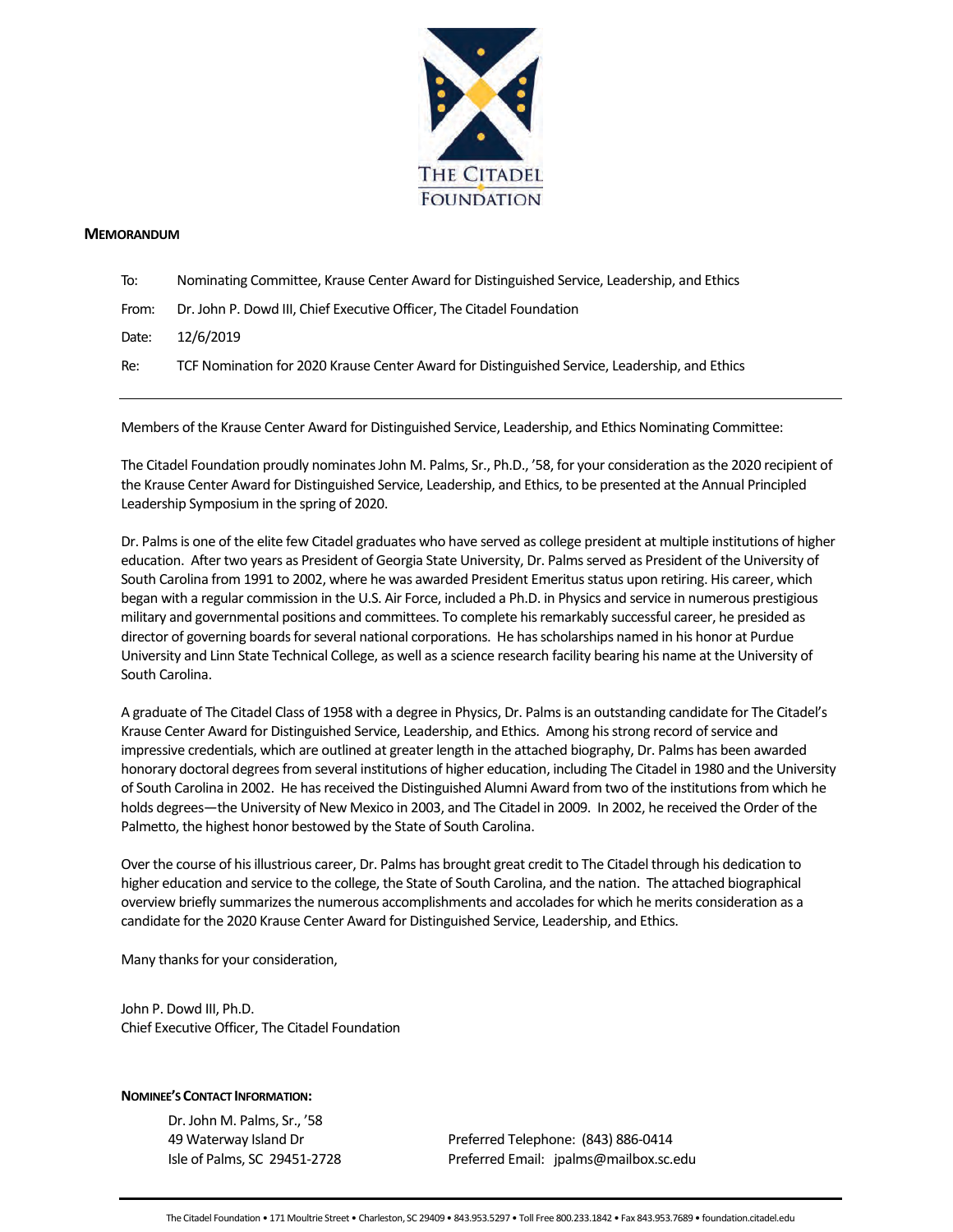THE CITADEL FOUNDATION

**MEMORANDUM**

To: Nominating Committee, Krause Center Award for Distinguished Service, Leadership, and Ethics

From: Dr. John P. Dowd III, Chief Executive Officer, The Citadel Foundation

Date: 12/6/2019

Re: TCF Nomination for 2020 Krause Center Award for Distinguished Service, Leadership, and Ethics

---

Members of the Krause Center Award for Distinguished Service, Leadership, and Ethics Nominating Committee:

The Citadel Foundation proudly nominates John M. Palms, Sr., Ph.D., '58, for your consideration as the 2020 recipient of the Krause Center Award for Distinguished Service, Leadership, and Ethics, to be presented at the Annual Principled Leadership Symposium in the spring of 2020.

Dr. Palms is one of the elite few Citadel graduates who have served as college president at multiple institutions of higher education. After two years as President of Georgia State University, Dr. Palms served as President of the University of South Carolina from 1991 to 2002, where he was awarded President Emeritus status upon retiring. His career, which began with a regular commission in the U.S. Air Force, included a Ph.D. in Physics and service in numerous prestigious military and governmental positions and committees. To complete his remarkably successful career, he presided as director of governing boards for several national corporations. He has scholarships named in his honor at Purdue University and Linn State Technical College, as well as a science research facility bearing his name at the University of South Carolina.

A graduate of The Citadel Class of 1958 with a degree in Physics, Dr. Palms is an outstanding candidate for The Citadel's Krause Center Award for Distinguished Service, Leadership, and Ethics. Among his strong record of service and impressive credentials, which are outlined at greater length in the attached biography, Dr. Palms has been awarded honorary doctoral degrees from several institutions of higher education, including The Citadel in 1980 and the University of South Carolina in 2002. He has received the Distinguished Alumni Award from two of the institutions from which he holds degrees—the University of New Mexico in 2003, and The Citadel in 2009. In 2002, he received the Order of the Palmetto, the highest honor bestowed by the State of South Carolina.

Over the course of his illustrious career, Dr. Palms has brought great credit to The Citadel through his dedication to higher education and service to the college, the State of South Carolina, and the nation. The attached biographical overview briefly summarizes the numerous accomplishments and accolades for which he merits consideration as a candidate for the 2020 Krause Center Award for Distinguished Service, Leadership, and Ethics.

Many thanks for your consideration,

John P. Dowd III, Ph.D.
Chief Executive Officer, The Citadel Foundation

**NOMINEE'S CONTACT INFORMATION:**

Dr. John M. Palms, Sr., '58
49 Waterway Island Dr
Isle of Palms, SC 29451-2728

Preferred Telephone: (843) 886-0414
Preferred Email: jpalms@mailbox.sc.edu

The Citadel Foundation • 171 Moultrie Street • Charleston, SC 29409 • 843.953.5297 • Toll Free 800.233.1842 • Fax 843.953.7689 • foundation.citadel.edu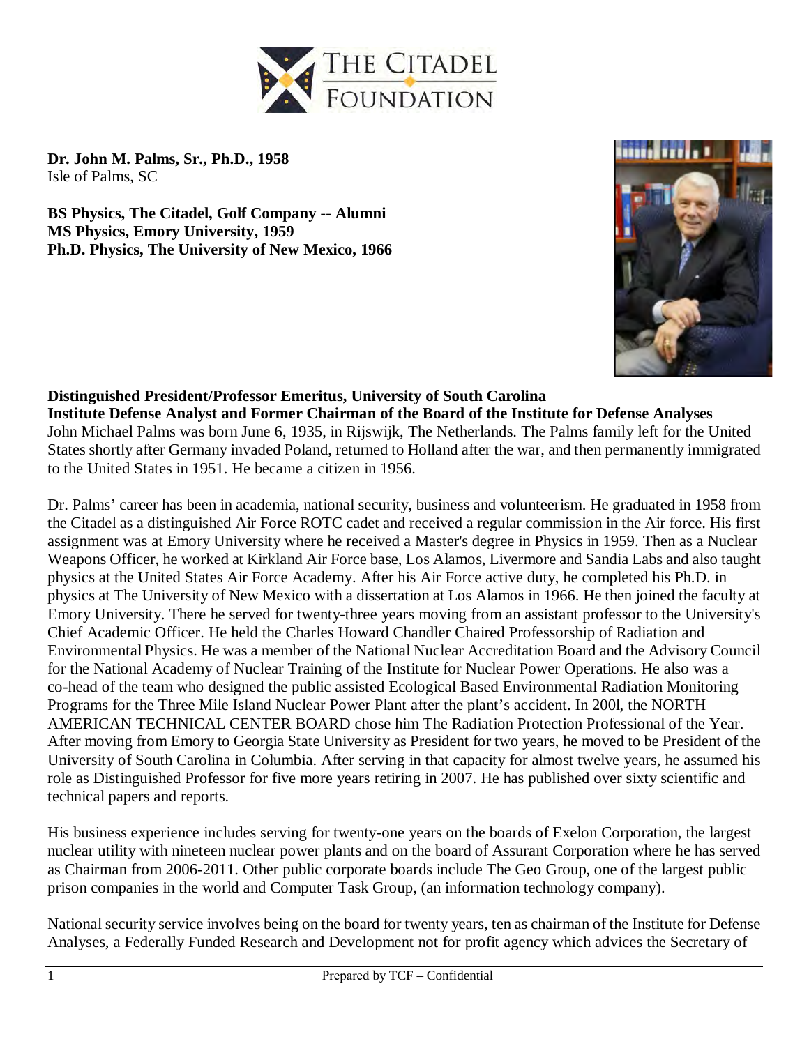**Dr. John M. Palms, Sr., Ph.D., 1958**
Isle of Palms, SC

**BS Physics, The Citadel, Golf Company -- Alumni**
**MS Physics, Emory University, 1959**
**Ph.D. Physics, The University of New Mexico, 1966**

**Distinguished President/Professor Emeritus, University of South Carolina**
**Institute Defense Analyst and Former Chairman of the Board of the Institute for Defense Analyses**

John Michael Palms was born June 6, 1935, in Rijswijk, The Netherlands. The Palms family left for the United States shortly after Germany invaded Poland, returned to Holland after the war, and then permanently immigrated to the United States in 1951. He became a citizen in 1956.

Dr. Palms' career has been in academia, national security, business and volunteerism. He graduated in 1958 from the Citadel as a distinguished Air Force ROTC cadet and received a regular commission in the Air force. His first assignment was at Emory University where he received a Master's degree in Physics in 1959. Then as a Nuclear Weapons Officer, he worked at Kirkland Air Force base, Los Alamos, Livermore and Sandia Labs and also taught physics at the United States Air Force Academy. After his Air Force active duty, he completed his Ph.D. in physics at The University of New Mexico with a dissertation at Los Alamos in 1966. He then joined the faculty at Emory University. There he served for twenty-three years moving from an assistant professor to the University's Chief Academic Officer. He held the Charles Howard Chandler Chaired Professorship of Radiation and Environmental Physics. He was a member of the National Nuclear Accreditation Board and the Advisory Council for the National Academy of Nuclear Training of the Institute for Nuclear Power Operations. He also was a co-head of the team who designed the public assisted Ecological Based Environmental Radiation Monitoring Programs for the Three Mile Island Nuclear Power Plant after the plant's accident. In 200l, the NORTH AMERICAN TECHNICAL CENTER BOARD chose him The Radiation Protection Professional of the Year. After moving from Emory to Georgia State University as President for two years, he moved to be President of the University of South Carolina in Columbia. After serving in that capacity for almost twelve years, he assumed his role as Distinguished Professor for five more years retiring in 2007. He has published over sixty scientific and technical papers and reports.

His business experience includes serving for twenty-one years on the boards of Exelon Corporation, the largest nuclear utility with nineteen nuclear power plants and on the board of Assurant Corporation where he has served as Chairman from 2006-2011. Other public corporate boards include The Geo Group, one of the largest public prison companies in the world and Computer Task Group, (an information technology company).

National security service involves being on the board for twenty years, ten as chairman of the Institute for Defense Analyses, a Federally Funded Research and Development not for profit agency which advices the Secretary of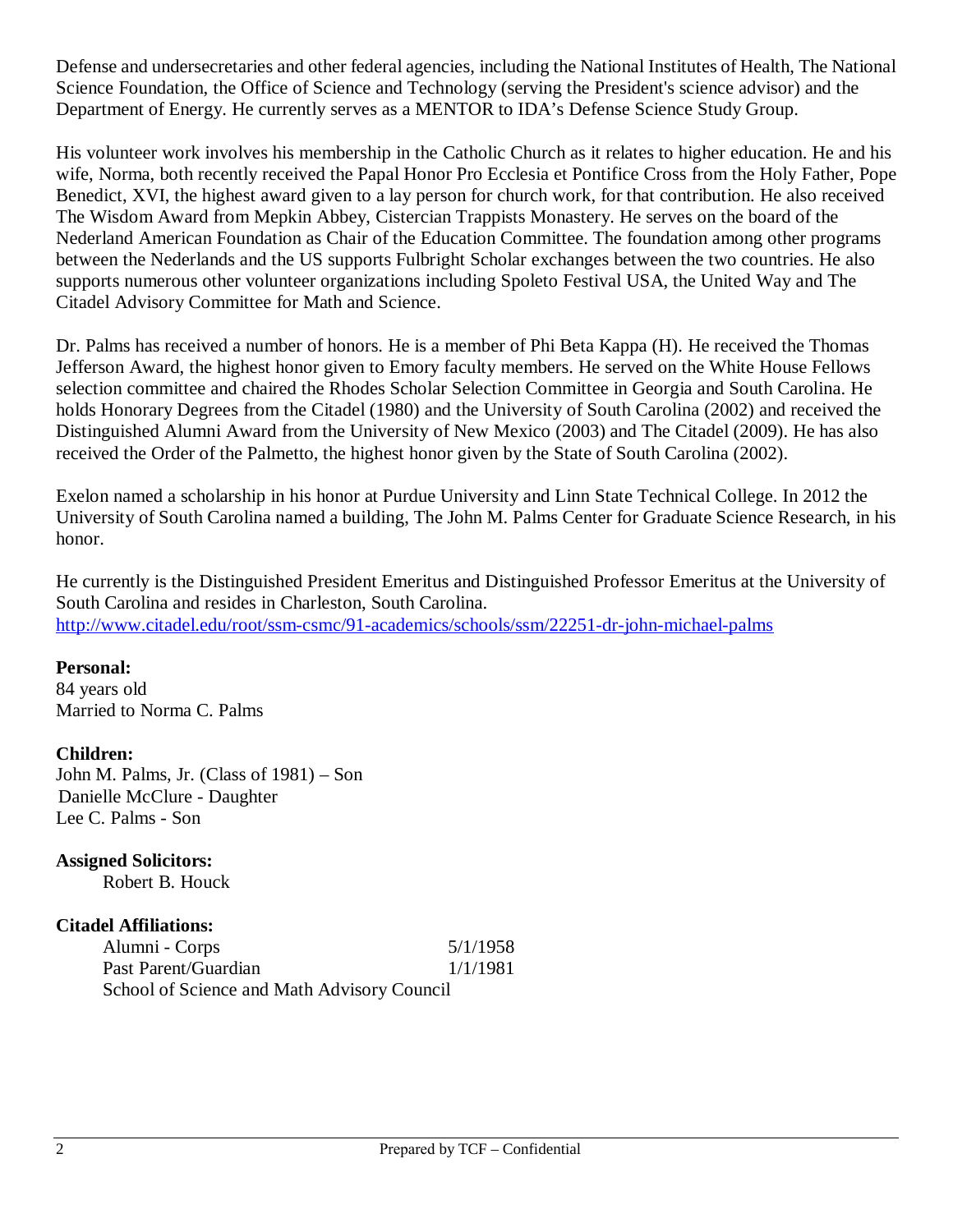Defense and undersecretaries and other federal agencies, including the National Institutes of Health, The National Science Foundation, the Office of Science and Technology (serving the President's science advisor) and the Department of Energy. He currently serves as a MENTOR to IDA's Defense Science Study Group.

His volunteer work involves his membership in the Catholic Church as it relates to higher education. He and his wife, Norma, both recently received the Papal Honor Pro Ecclesia et Pontifice Cross from the Holy Father, Pope Benedict, XVI, the highest award given to a lay person for church work, for that contribution. He also received The Wisdom Award from Mepkin Abbey, Cistercian Trappists Monastery. He serves on the board of the Nederland American Foundation as Chair of the Education Committee. The foundation among other programs between the Nederlands and the US supports Fulbright Scholar exchanges between the two countries. He also supports numerous other volunteer organizations including Spoleto Festival USA, the United Way and The Citadel Advisory Committee for Math and Science.

Dr. Palms has received a number of honors. He is a member of Phi Beta Kappa (H). He received the Thomas Jefferson Award, the highest honor given to Emory faculty members. He served on the White House Fellows selection committee and chaired the Rhodes Scholar Selection Committee in Georgia and South Carolina. He holds Honorary Degrees from the Citadel (1980) and the University of South Carolina (2002) and received the Distinguished Alumni Award from the University of New Mexico (2003) and The Citadel (2009). He has also received the Order of the Palmetto, the highest honor given by the State of South Carolina (2002).

Exelon named a scholarship in his honor at Purdue University and Linn State Technical College. In 2012 the University of South Carolina named a building, The John M. Palms Center for Graduate Science Research, in his honor.

He currently is the Distinguished President Emeritus and Distinguished Professor Emeritus at the University of South Carolina and resides in Charleston, South Carolina.
http://www.citadel.edu/root/ssm-csmc/91-academics/schools/ssm/22251-dr-john-michael-palms

**Personal:**
84 years old
Married to Norma C. Palms

**Children:**
John M. Palms, Jr. (Class of 1981) – Son
Danielle McClure - Daughter
Lee C. Palms - Son

**Assigned Solicitors:**
Robert B. Houck

**Citadel Affiliations:**

| | |
|---|---|
| Alumni - Corps | 5/1/1958 |
| Past Parent/Guardian | 1/1/1981 |
| School of Science and Math Advisory Council | |

Prepared by TCF – Confidential